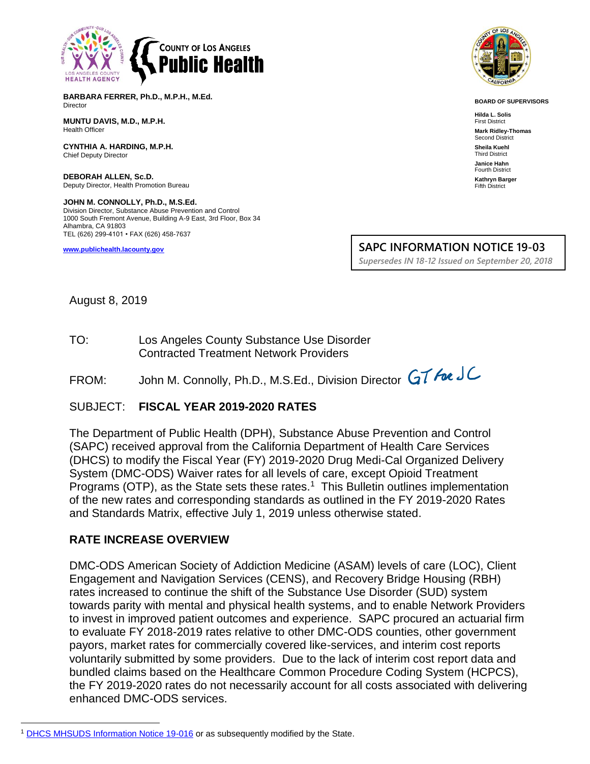**BARBARA FERRER, Ph.D., M.P.H., M.Ed.**
Director

**MUNTU DAVIS, M.D., M.P.H.**
Health Officer

**CYNTHIA A. HARDING, M.P.H.**
Chief Deputy Director

**DEBORAH ALLEN, Sc.D.**
Deputy Director, Health Promotion Bureau

**JOHN M. CONNOLLY, Ph.D., M.S.Ed.**
Division Director, Substance Abuse Prevention and Control
1000 South Fremont Avenue, Building A-9 East, 3rd Floor, Box 34
Alhambra, CA 91803
TEL (626) 299-4101 • FAX (626) 458-7637

www.publichealth.lacounty.gov

**BOARD OF SUPERVISORS**

**Hilda L. Solis**
First District

**Mark Ridley-Thomas**
Second District

**Sheila Kuehl**
Third District

**Janice Hahn**
Fourth District

**Kathryn Barger**
Fifth District

**SAPC INFORMATION NOTICE 19-03**
*Supersedes IN 18-12 Issued on September 20, 2018*

August 8, 2019

TO: Los Angeles County Substance Use Disorder Contracted Treatment Network Providers

FROM: John M. Connolly, Ph.D., M.S.Ed., Division Director GT for JC

SUBJECT: **FISCAL YEAR 2019-2020 RATES**

The Department of Public Health (DPH), Substance Abuse Prevention and Control (SAPC) received approval from the California Department of Health Care Services (DHCS) to modify the Fiscal Year (FY) 2019-2020 Drug Medi-Cal Organized Delivery System (DMC-ODS) Waiver rates for all levels of care, except Opioid Treatment Programs (OTP), as the State sets these rates.[1] This Bulletin outlines implementation of the new rates and corresponding standards as outlined in the FY 2019-2020 Rates and Standards Matrix, effective July 1, 2019 unless otherwise stated.

## RATE INCREASE OVERVIEW

DMC-ODS American Society of Addiction Medicine (ASAM) levels of care (LOC), Client Engagement and Navigation Services (CENS), and Recovery Bridge Housing (RBH) rates increased to continue the shift of the Substance Use Disorder (SUD) system towards parity with mental and physical health systems, and to enable Network Providers to invest in improved patient outcomes and experience. SAPC procured an actuarial firm to evaluate FY 2018-2019 rates relative to other DMC-ODS counties, other government payors, market rates for commercially covered like-services, and interim cost reports voluntarily submitted by some providers. Due to the lack of interim cost report data and bundled claims based on the Healthcare Common Procedure Coding System (HCPCS), the FY 2019-2020 rates do not necessarily account for all costs associated with delivering enhanced DMC-ODS services.

[1] DHCS MHSUDS Information Notice 19-016 or as subsequently modified by the State.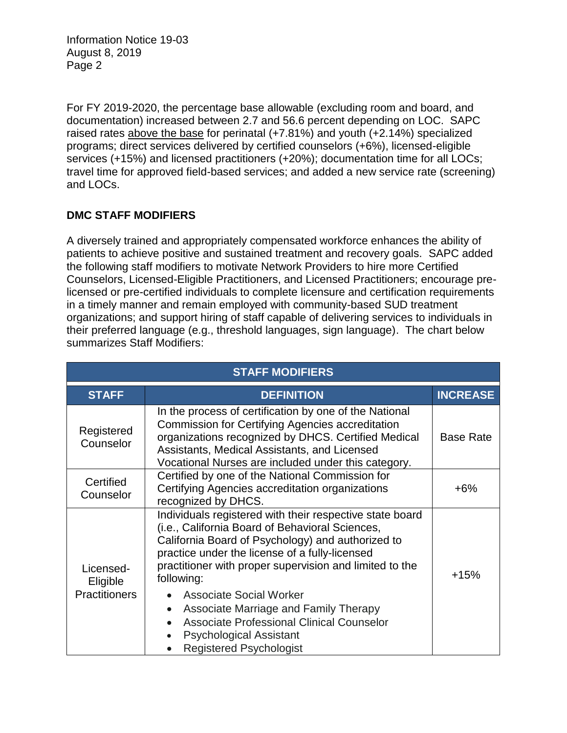For FY 2019-2020, the percentage base allowable (excluding room and board, and documentation) increased between 2.7 and 56.6 percent depending on LOC. SAPC raised rates above the base for perinatal (+7.81%) and youth (+2.14%) specialized programs; direct services delivered by certified counselors (+6%), licensed-eligible services (+15%) and licensed practitioners (+20%); documentation time for all LOCs; travel time for approved field-based services; and added a new service rate (screening) and LOCs.

## DMC STAFF MODIFIERS

A diversely trained and appropriately compensated workforce enhances the ability of patients to achieve positive and sustained treatment and recovery goals. SAPC added the following staff modifiers to motivate Network Providers to hire more Certified Counselors, Licensed-Eligible Practitioners, and Licensed Practitioners; encourage pre-licensed or pre-certified individuals to complete licensure and certification requirements in a timely manner and remain employed with community-based SUD treatment organizations; and support hiring of staff capable of delivering services to individuals in their preferred language (e.g., threshold languages, sign language). The chart below summarizes Staff Modifiers:

| STAFF MODIFIERS | | |
|---|---|---|
| **STAFF** | **DEFINITION** | **INCREASE** |
| Registered Counselor | In the process of certification by one of the National Commission for Certifying Agencies accreditation organizations recognized by DHCS. Certified Medical Assistants, Medical Assistants, and Licensed Vocational Nurses are included under this category. | Base Rate |
| Certified Counselor | Certified by one of the National Commission for Certifying Agencies accreditation organizations recognized by DHCS. | +6% |
| Licensed-Eligible Practitioners | Individuals registered with their respective state board (i.e., California Board of Behavioral Sciences, California Board of Psychology) and authorized to practice under the license of a fully-licensed practitioner with proper supervision and limited to the following: <br>• Associate Social Worker <br>• Associate Marriage and Family Therapy <br>• Associate Professional Clinical Counselor <br>• Psychological Assistant <br>• Registered Psychologist | +15% |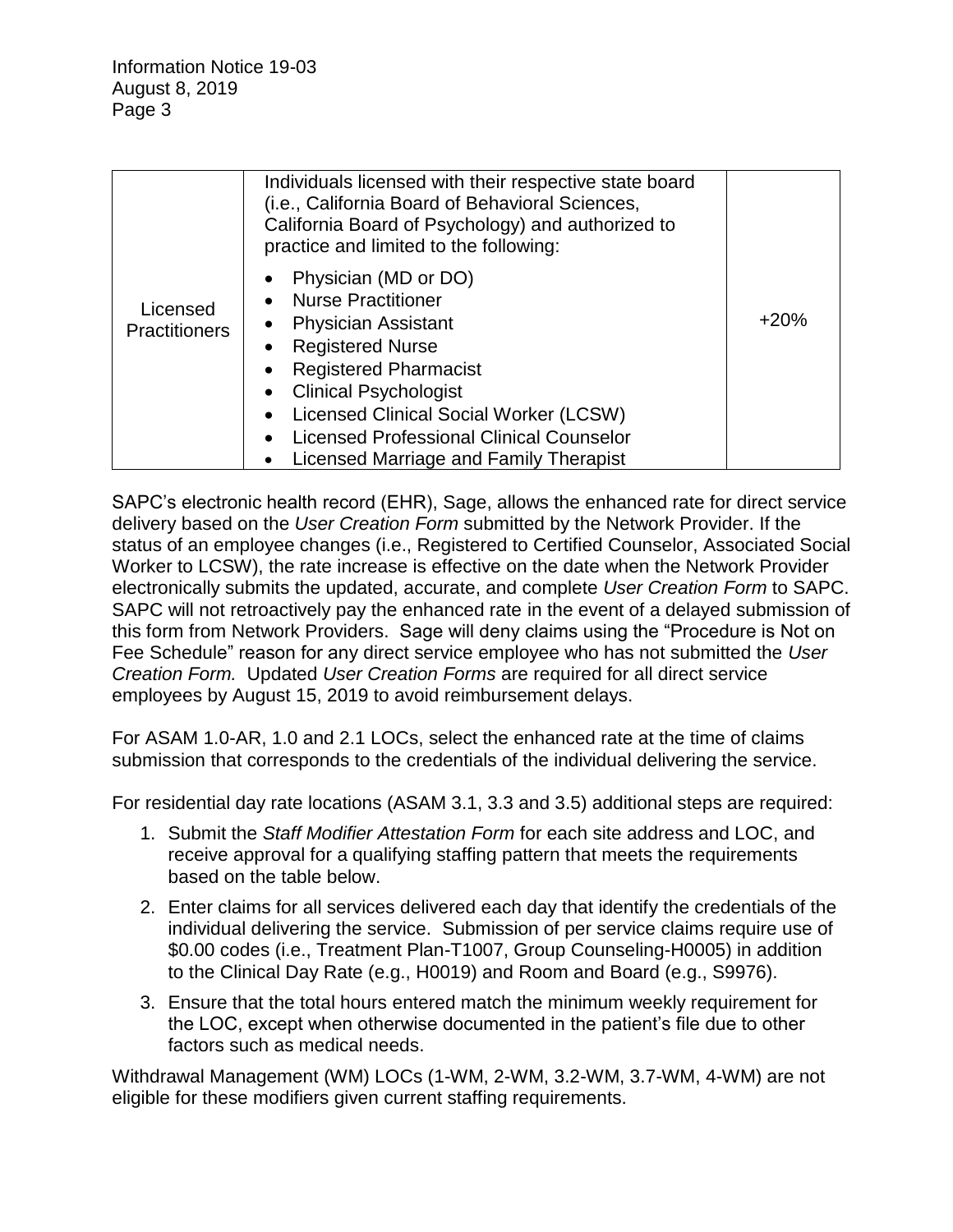| Licensed Practitioners | Individuals licensed with their respective state board (i.e., California Board of Behavioral Sciences, California Board of Psychology) and authorized to practice and limited to the following:<br>• Physician (MD or DO)<br>• Nurse Practitioner<br>• Physician Assistant<br>• Registered Nurse<br>• Registered Pharmacist<br>• Clinical Psychologist<br>• Licensed Clinical Social Worker (LCSW)<br>• Licensed Professional Clinical Counselor<br>• Licensed Marriage and Family Therapist | +20% |
|---|---|---|

SAPC's electronic health record (EHR), Sage, allows the enhanced rate for direct service delivery based on the *User Creation Form* submitted by the Network Provider. If the status of an employee changes (i.e., Registered to Certified Counselor, Associated Social Worker to LCSW), the rate increase is effective on the date when the Network Provider electronically submits the updated, accurate, and complete *User Creation Form* to SAPC. SAPC will not retroactively pay the enhanced rate in the event of a delayed submission of this form from Network Providers. Sage will deny claims using the "Procedure is Not on Fee Schedule" reason for any direct service employee who has not submitted the *User Creation Form.* Updated *User Creation Forms* are required for all direct service employees by August 15, 2019 to avoid reimbursement delays.

For ASAM 1.0-AR, 1.0 and 2.1 LOCs, select the enhanced rate at the time of claims submission that corresponds to the credentials of the individual delivering the service.

For residential day rate locations (ASAM 3.1, 3.3 and 3.5) additional steps are required:

1. Submit the *Staff Modifier Attestation Form* for each site address and LOC, and receive approval for a qualifying staffing pattern that meets the requirements based on the table below.
2. Enter claims for all services delivered each day that identify the credentials of the individual delivering the service. Submission of per service claims require use of $0.00 codes (i.e., Treatment Plan-T1007, Group Counseling-H0005) in addition to the Clinical Day Rate (e.g., H0019) and Room and Board (e.g., S9976).
3. Ensure that the total hours entered match the minimum weekly requirement for the LOC, except when otherwise documented in the patient's file due to other factors such as medical needs.

Withdrawal Management (WM) LOCs (1-WM, 2-WM, 3.2-WM, 3.7-WM, 4-WM) are not eligible for these modifiers given current staffing requirements.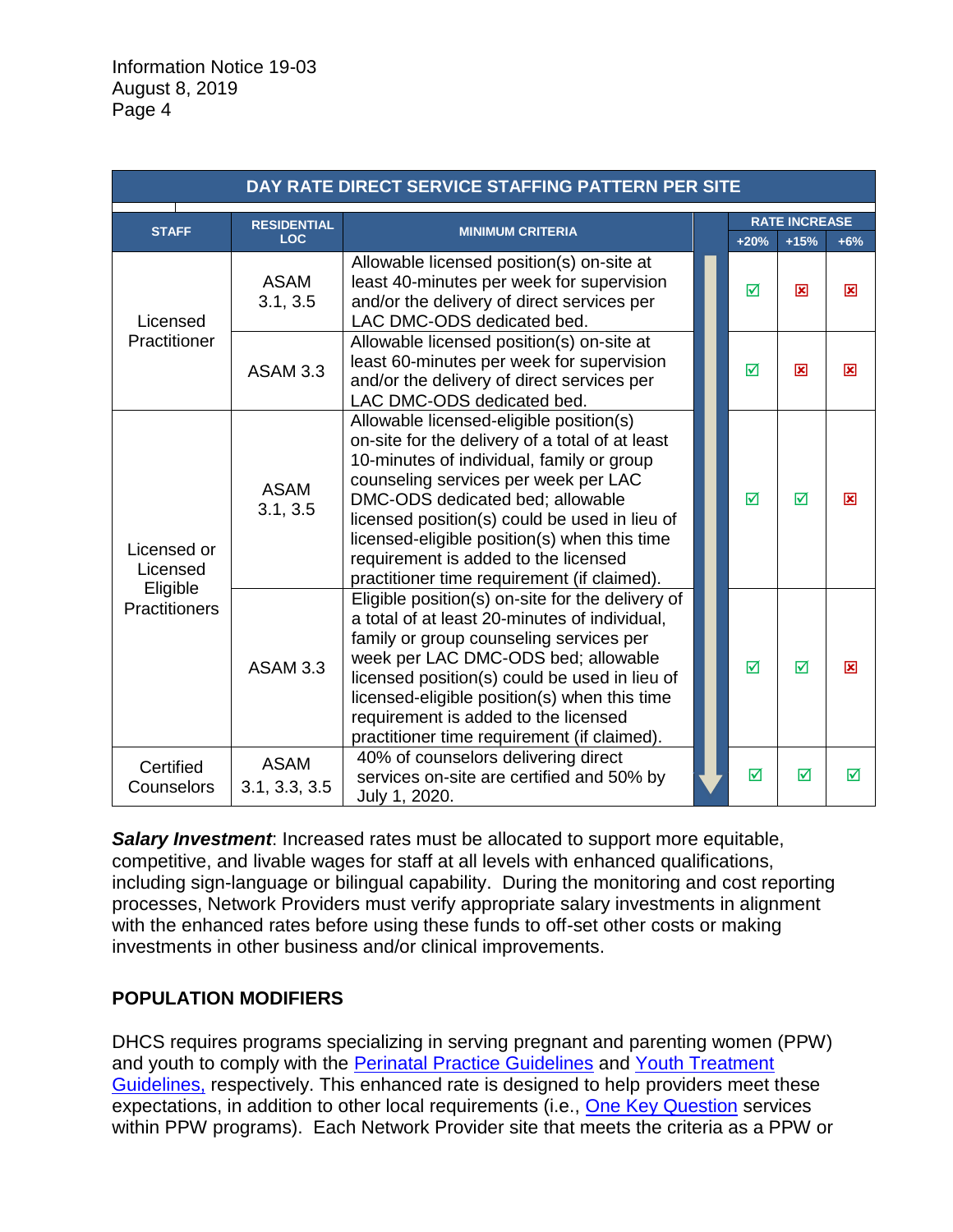| DAY RATE DIRECT SERVICE STAFFING PATTERN PER SITE | | | | | |
|---|---|---|---|---|---|
| **STAFF** | **RESIDENTIAL LOC** | **MINIMUM CRITERIA** | **RATE INCREASE** | | |
| | | | **+20%** | **+15%** | **+6%** |
| Licensed Practitioner | ASAM 3.1, 3.5 | Allowable licensed position(s) on-site at least 40-minutes per week for supervision and/or the delivery of direct services per LAC DMC-ODS dedicated bed. | ☑ | ☒ | ☒ |
| Licensed Practitioner | ASAM 3.3 | Allowable licensed position(s) on-site at least 60-minutes per week for supervision and/or the delivery of direct services per LAC DMC-ODS dedicated bed. | ☑ | ☒ | ☒ |
| Licensed or Licensed Eligible Practitioners | ASAM 3.1, 3.5 | Allowable licensed-eligible position(s) on-site for the delivery of a total of at least 10-minutes of individual, family or group counseling services per week per LAC DMC-ODS dedicated bed; allowable licensed position(s) could be used in lieu of licensed-eligible position(s) when this time requirement is added to the licensed practitioner time requirement (if claimed). | ☑ | ☑ | ☒ |
| Licensed or Licensed Eligible Practitioners | ASAM 3.3 | Eligible position(s) on-site for the delivery of a total of at least 20-minutes of individual, family or group counseling services per week per LAC DMC-ODS bed; allowable licensed position(s) could be used in lieu of licensed-eligible position(s) when this time requirement is added to the licensed practitioner time requirement (if claimed). | ☑ | ☑ | ☒ |
| Certified Counselors | ASAM 3.1, 3.3, 3.5 | 40% of counselors delivering direct services on-site are certified and 50% by July 1, 2020. | ☑ | ☑ | ☑ |

***Salary Investment***: Increased rates must be allocated to support more equitable, competitive, and livable wages for staff at all levels with enhanced qualifications, including sign-language or bilingual capability. During the monitoring and cost reporting processes, Network Providers must verify appropriate salary investments in alignment with the enhanced rates before using these funds to off-set other costs or making investments in other business and/or clinical improvements.

**POPULATION MODIFIERS**

DHCS requires programs specializing in serving pregnant and parenting women (PPW) and youth to comply with the Perinatal Practice Guidelines and Youth Treatment Guidelines, respectively. This enhanced rate is designed to help providers meet these expectations, in addition to other local requirements (i.e., One Key Question services within PPW programs). Each Network Provider site that meets the criteria as a PPW or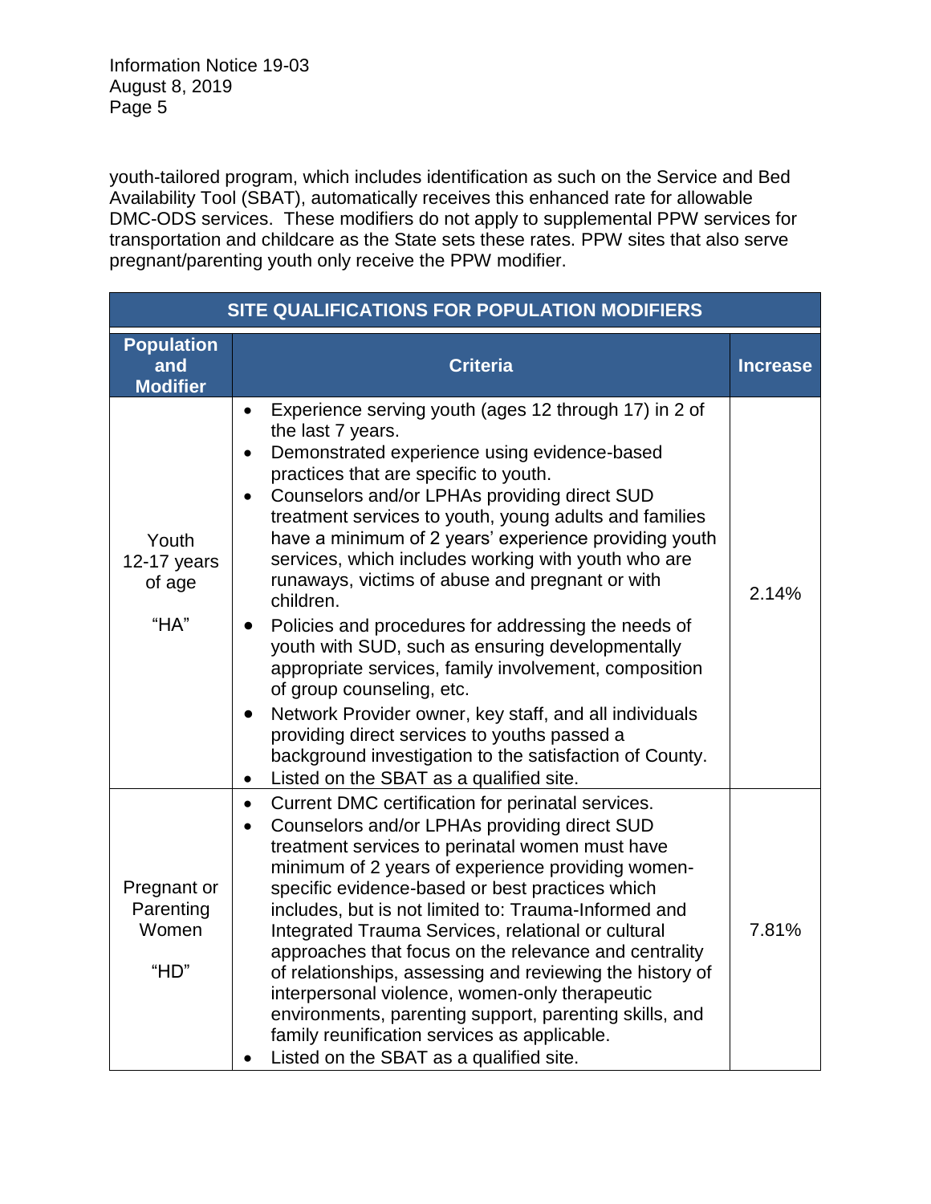youth-tailored program, which includes identification as such on the Service and Bed Availability Tool (SBAT), automatically receives this enhanced rate for allowable DMC-ODS services. These modifiers do not apply to supplemental PPW services for transportation and childcare as the State sets these rates. PPW sites that also serve pregnant/parenting youth only receive the PPW modifier.

| SITE QUALIFICATIONS FOR POPULATION MODIFIERS | | |
|---|---|---|
| **Population and Modifier** | **Criteria** | **Increase** |
| Youth 12-17 years of age<br><br>"HA" | • Experience serving youth (ages 12 through 17) in 2 of the last 7 years.<br>• Demonstrated experience using evidence-based practices that are specific to youth.<br>• Counselors and/or LPHAs providing direct SUD treatment services to youth, young adults and families have a minimum of 2 years' experience providing youth services, which includes working with youth who are runaways, victims of abuse and pregnant or with children.<br>• Policies and procedures for addressing the needs of youth with SUD, such as ensuring developmentally appropriate services, family involvement, composition of group counseling, etc.<br>• Network Provider owner, key staff, and all individuals providing direct services to youths passed a background investigation to the satisfaction of County.<br>• Listed on the SBAT as a qualified site. | 2.14% |
| Pregnant or Parenting Women<br><br>"HD" | • Current DMC certification for perinatal services.<br>• Counselors and/or LPHAs providing direct SUD treatment services to perinatal women must have minimum of 2 years of experience providing women-specific evidence-based or best practices which includes, but is not limited to: Trauma-Informed and Integrated Trauma Services, relational or cultural approaches that focus on the relevance and centrality of relationships, assessing and reviewing the history of interpersonal violence, women-only therapeutic environments, parenting support, parenting skills, and family reunification services as applicable.<br>• Listed on the SBAT as a qualified site. | 7.81% |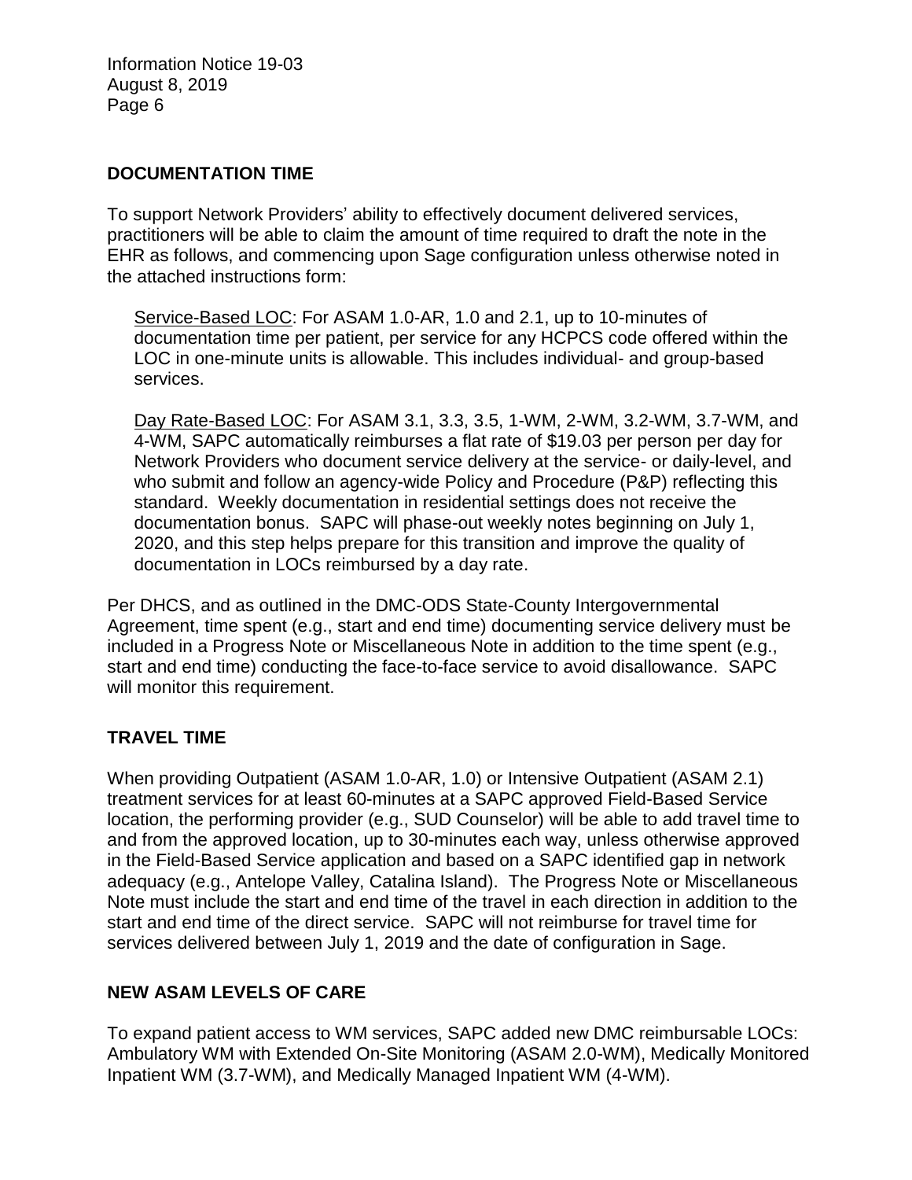## DOCUMENTATION TIME

To support Network Providers' ability to effectively document delivered services, practitioners will be able to claim the amount of time required to draft the note in the EHR as follows, and commencing upon Sage configuration unless otherwise noted in the attached instructions form:

<u>Service-Based LOC</u>: For ASAM 1.0-AR, 1.0 and 2.1, up to 10-minutes of documentation time per patient, per service for any HCPCS code offered within the LOC in one-minute units is allowable. This includes individual- and group-based services.

<u>Day Rate-Based LOC</u>: For ASAM 3.1, 3.3, 3.5, 1-WM, 2-WM, 3.2-WM, 3.7-WM, and 4-WM, SAPC automatically reimburses a flat rate of $19.03 per person per day for Network Providers who document service delivery at the service- or daily-level, and who submit and follow an agency-wide Policy and Procedure (P&P) reflecting this standard. Weekly documentation in residential settings does not receive the documentation bonus. SAPC will phase-out weekly notes beginning on July 1, 2020, and this step helps prepare for this transition and improve the quality of documentation in LOCs reimbursed by a day rate.

Per DHCS, and as outlined in the DMC-ODS State-County Intergovernmental Agreement, time spent (e.g., start and end time) documenting service delivery must be included in a Progress Note or Miscellaneous Note in addition to the time spent (e.g., start and end time) conducting the face-to-face service to avoid disallowance. SAPC will monitor this requirement.

## TRAVEL TIME

When providing Outpatient (ASAM 1.0-AR, 1.0) or Intensive Outpatient (ASAM 2.1) treatment services for at least 60-minutes at a SAPC approved Field-Based Service location, the performing provider (e.g., SUD Counselor) will be able to add travel time to and from the approved location, up to 30-minutes each way, unless otherwise approved in the Field-Based Service application and based on a SAPC identified gap in network adequacy (e.g., Antelope Valley, Catalina Island). The Progress Note or Miscellaneous Note must include the start and end time of the travel in each direction in addition to the start and end time of the direct service. SAPC will not reimburse for travel time for services delivered between July 1, 2019 and the date of configuration in Sage.

## NEW ASAM LEVELS OF CARE

To expand patient access to WM services, SAPC added new DMC reimbursable LOCs: Ambulatory WM with Extended On-Site Monitoring (ASAM 2.0-WM), Medically Monitored Inpatient WM (3.7-WM), and Medically Managed Inpatient WM (4-WM).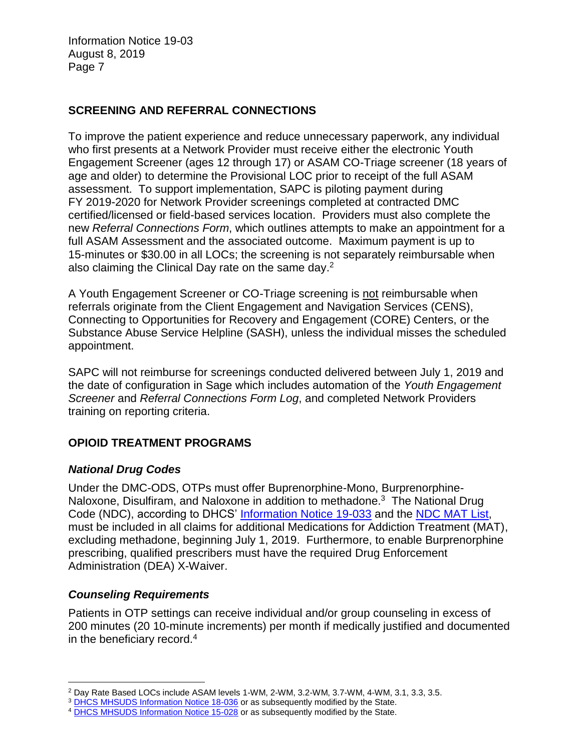## SCREENING AND REFERRAL CONNECTIONS

To improve the patient experience and reduce unnecessary paperwork, any individual who first presents at a Network Provider must receive either the electronic Youth Engagement Screener (ages 12 through 17) or ASAM CO-Triage screener (18 years of age and older) to determine the Provisional LOC prior to receipt of the full ASAM assessment. To support implementation, SAPC is piloting payment during FY 2019-2020 for Network Provider screenings completed at contracted DMC certified/licensed or field-based services location. Providers must also complete the new *Referral Connections Form*, which outlines attempts to make an appointment for a full ASAM Assessment and the associated outcome. Maximum payment is up to 15-minutes or $30.00 in all LOCs; the screening is not separately reimbursable when also claiming the Clinical Day rate on the same day.[2]

A Youth Engagement Screener or CO-Triage screening is <u>not</u> reimbursable when referrals originate from the Client Engagement and Navigation Services (CENS), Connecting to Opportunities for Recovery and Engagement (CORE) Centers, or the Substance Abuse Service Helpline (SASH), unless the individual misses the scheduled appointment.

SAPC will not reimburse for screenings conducted delivered between July 1, 2019 and the date of configuration in Sage which includes automation of the *Youth Engagement Screener* and *Referral Connections Form Log*, and completed Network Providers training on reporting criteria.

## OPIOID TREATMENT PROGRAMS

### *National Drug Codes*

Under the DMC-ODS, OTPs must offer Buprenorphine-Mono, Burprenorphine-Naloxone, Disulfiram, and Naloxone in addition to methadone.[3] The National Drug Code (NDC), according to DHCS' Information Notice 19-033 and the NDC MAT List, must be included in all claims for additional Medications for Addiction Treatment (MAT), excluding methadone, beginning July 1, 2019. Furthermore, to enable Burprenorphine prescribing, qualified prescribers must have the required Drug Enforcement Administration (DEA) X-Waiver.

### *Counseling Requirements*

Patients in OTP settings can receive individual and/or group counseling in excess of 200 minutes (20 10-minute increments) per month if medically justified and documented in the beneficiary record.[4]

---

[2] Day Rate Based LOCs include ASAM levels 1-WM, 2-WM, 3.2-WM, 3.7-WM, 4-WM, 3.1, 3.3, 3.5.

[3] DHCS MHSUDS Information Notice 18-036 or as subsequently modified by the State.

[4] DHCS MHSUDS Information Notice 15-028 or as subsequently modified by the State.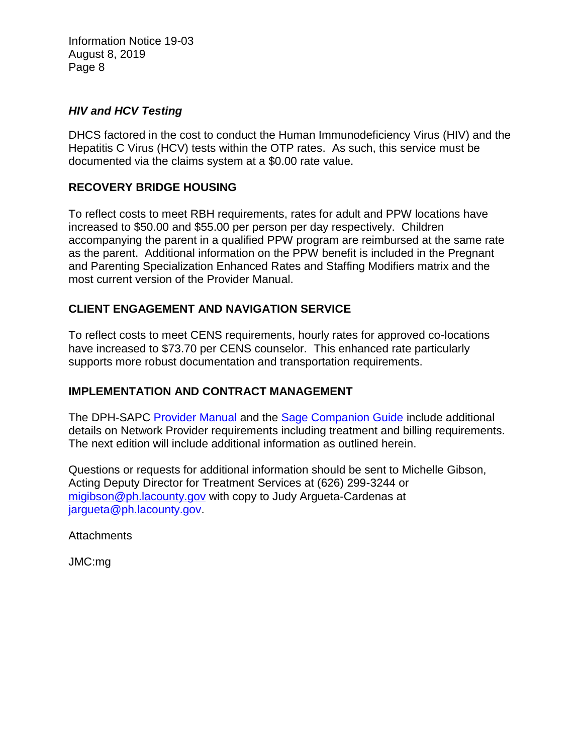### *HIV and HCV Testing*

DHCS factored in the cost to conduct the Human Immunodeficiency Virus (HIV) and the Hepatitis C Virus (HCV) tests within the OTP rates. As such, this service must be documented via the claims system at a $0.00 rate value.

## RECOVERY BRIDGE HOUSING

To reflect costs to meet RBH requirements, rates for adult and PPW locations have increased to $50.00 and $55.00 per person per day respectively. Children accompanying the parent in a qualified PPW program are reimbursed at the same rate as the parent. Additional information on the PPW benefit is included in the Pregnant and Parenting Specialization Enhanced Rates and Staffing Modifiers matrix and the most current version of the Provider Manual.

## CLIENT ENGAGEMENT AND NAVIGATION SERVICE

To reflect costs to meet CENS requirements, hourly rates for approved co-locations have increased to $73.70 per CENS counselor. This enhanced rate particularly supports more robust documentation and transportation requirements.

## IMPLEMENTATION AND CONTRACT MANAGEMENT

The DPH-SAPC Provider Manual and the Sage Companion Guide include additional details on Network Provider requirements including treatment and billing requirements. The next edition will include additional information as outlined herein.

Questions or requests for additional information should be sent to Michelle Gibson, Acting Deputy Director for Treatment Services at (626) 299-3244 or migibson@ph.lacounty.gov with copy to Judy Argueta-Cardenas at jargueta@ph.lacounty.gov.

Attachments

JMC:mg